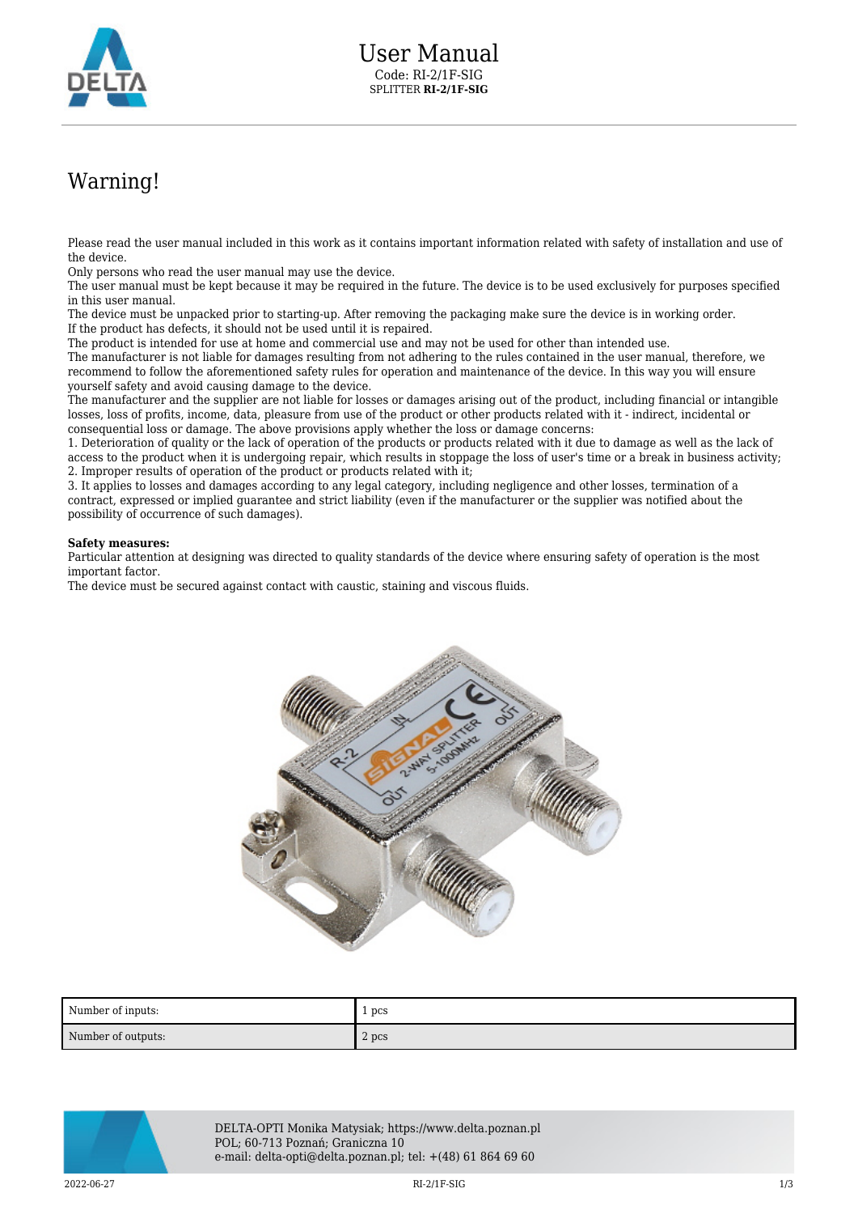# User Manual

Code: RI-2/1F-SIG

SPLITTER **RI-2/1F-SIG**

## Warning!

Please read the user manual included in this work as it contains important information related with safety of installation and use of the device.
Only persons who read the user manual may use the device.
The user manual must be kept because it may be required in the future. The device is to be used exclusively for purposes specified in this user manual.
The device must be unpacked prior to starting-up. After removing the packaging make sure the device is in working order.
If the product has defects, it should not be used until it is repaired.
The product is intended for use at home and commercial use and may not be used for other than intended use.
The manufacturer is not liable for damages resulting from not adhering to the rules contained in the user manual, therefore, we recommend to follow the aforementioned safety rules for operation and maintenance of the device. In this way you will ensure yourself safety and avoid causing damage to the device.
The manufacturer and the supplier are not liable for losses or damages arising out of the product, including financial or intangible losses, loss of profits, income, data, pleasure from use of the product or other products related with it - indirect, incidental or consequential loss or damage. The above provisions apply whether the loss or damage concerns:
1. Deterioration of quality or the lack of operation of the products or products related with it due to damage as well as the lack of access to the product when it is undergoing repair, which results in stoppage the loss of user's time or a break in business activity;
2. Improper results of operation of the product or products related with it;
3. It applies to losses and damages according to any legal category, including negligence and other losses, termination of a contract, expressed or implied guarantee and strict liability (even if the manufacturer or the supplier was notified about the possibility of occurrence of such damages).

**Safety measures:**
Particular attention at designing was directed to quality standards of the device where ensuring safety of operation is the most important factor.
The device must be secured against contact with caustic, staining and viscous fluids.

| Number of inputs: | 1 pcs |
|---|---|
| Number of outputs: | 2 pcs |

DELTA-OPTI Monika Matysiak; https://www.delta.poznan.pl
POL; 60-713 Poznań; Graniczna 10
e-mail: delta-opti@delta.poznan.pl; tel: +(48) 61 864 69 60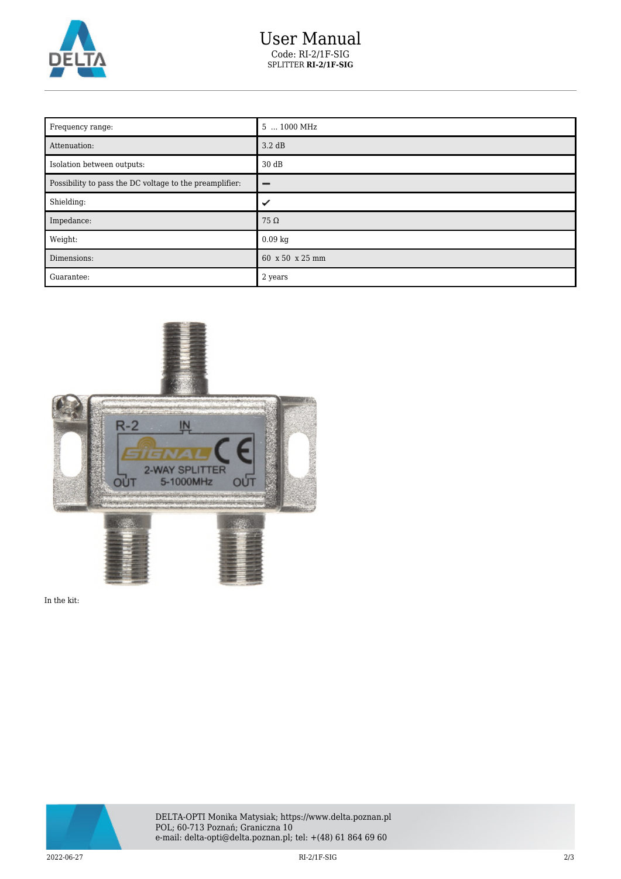# User Manual

Code: RI-2/1F-SIG

SPLITTER **RI-2/1F-SIG**

| Frequency range: | 5 ... 1000 MHz |
|---|---|
| Attenuation: | 3.2 dB |
| Isolation between outputs: | 30 dB |
| Possibility to pass the DC voltage to the preamplifier: | – |
| Shielding: | ✔ |
| Impedance: | 75 Ω |
| Weight: | 0.09 kg |
| Dimensions: | 60 x 50 x 25 mm |
| Guarantee: | 2 years |

In the kit:

DELTA-OPTI Monika Matysiak; https://www.delta.poznan.pl
POL; 60-713 Poznań; Graniczna 10
e-mail: delta-opti@delta.poznan.pl; tel: +(48) 61 864 69 60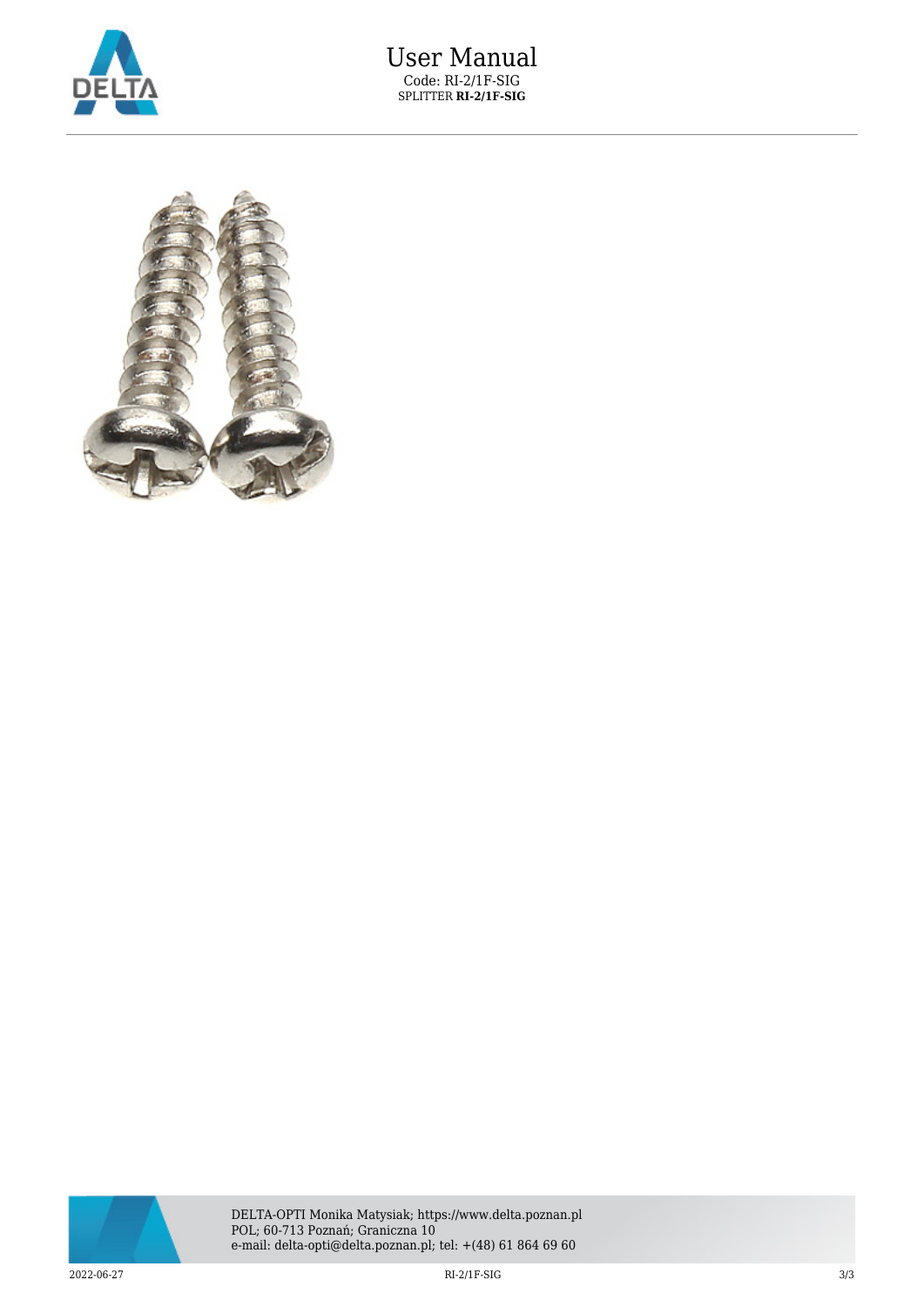DELTA-OPTI Monika Matysiak; https://www.delta.poznan.pl
POL; 60-713 Poznań; Graniczna 10
e-mail: delta-opti@delta.poznan.pl; tel: +(48) 61 864 69 60